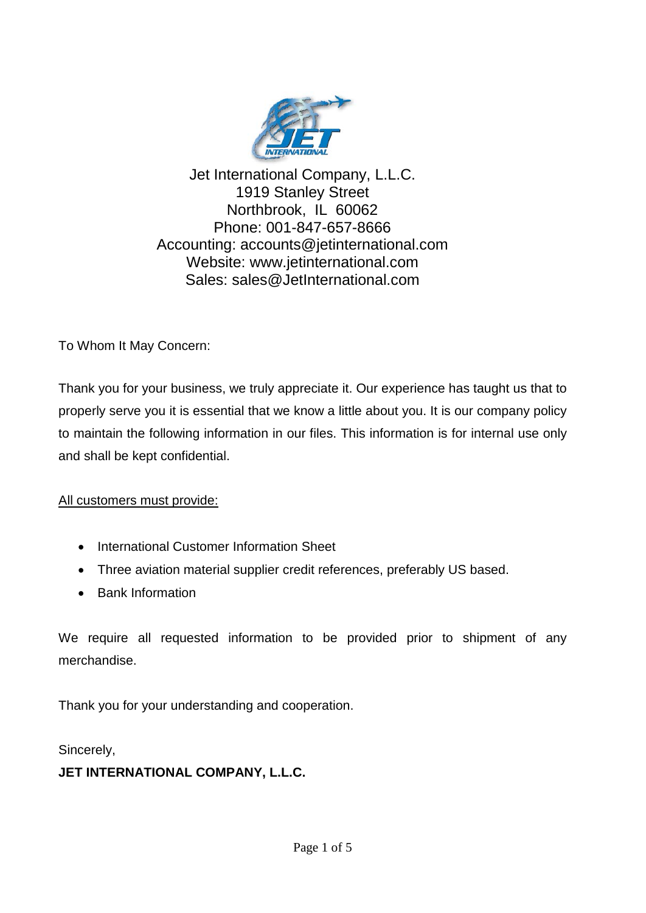Jet International Company, L.L.C.
1919 Stanley Street
Northbrook, IL 60062
Phone: 001-847-657-8666
Accounting: accounts@jetinternational.com
Website: www.jetinternational.com
Sales: sales@JetInternational.com

To Whom It May Concern:

Thank you for your business, we truly appreciate it. Our experience has taught us that to properly serve you it is essential that we know a little about you. It is our company policy to maintain the following information in our files. This information is for internal use only and shall be kept confidential.

<u>All customers must provide:</u>

- International Customer Information Sheet
- Three aviation material supplier credit references, preferably US based.
- Bank Information

We require all requested information to be provided prior to shipment of any merchandise.

Thank you for your understanding and cooperation.

Sincerely,

**JET INTERNATIONAL COMPANY, L.L.C.**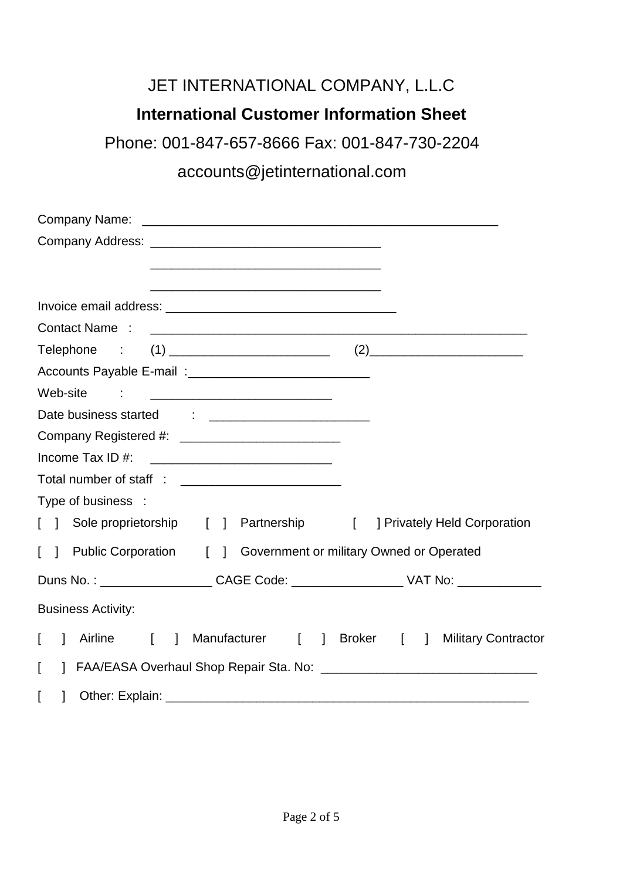JET INTERNATIONAL COMPANY, L.L.C

**International Customer Information Sheet**

Phone: 001-847-657-8666 Fax: 001-847-730-2204

accounts@jetinternational.com

Company Name: ___________________________________________________

Company Address: ________________________________

________________________________

________________________________

Invoice email address: ________________________________

Contact Name : ____________________________________________________

Telephone : (1) ______________________ (2)_____________________

Accounts Payable E-mail :________________________

Web-site : ________________________

Date business started : _____________________

Company Registered #: _____________________

Income Tax ID #: ________________________

Total number of staff : _____________________

Type of business :

[ ] Sole proprietorship [ ] Partnership [ ] Privately Held Corporation

[ ] Public Corporation [ ] Government or military Owned or Operated

Duns No. : _______________ CAGE Code: _______________ VAT No: ___________

Business Activity:

[ ] Airline [ ] Manufacturer [ ] Broker [ ] Military Contractor

[ ] FAA/EASA Overhaul Shop Repair Sta. No: ____________________________

[ ] Other: Explain: __________________________________________________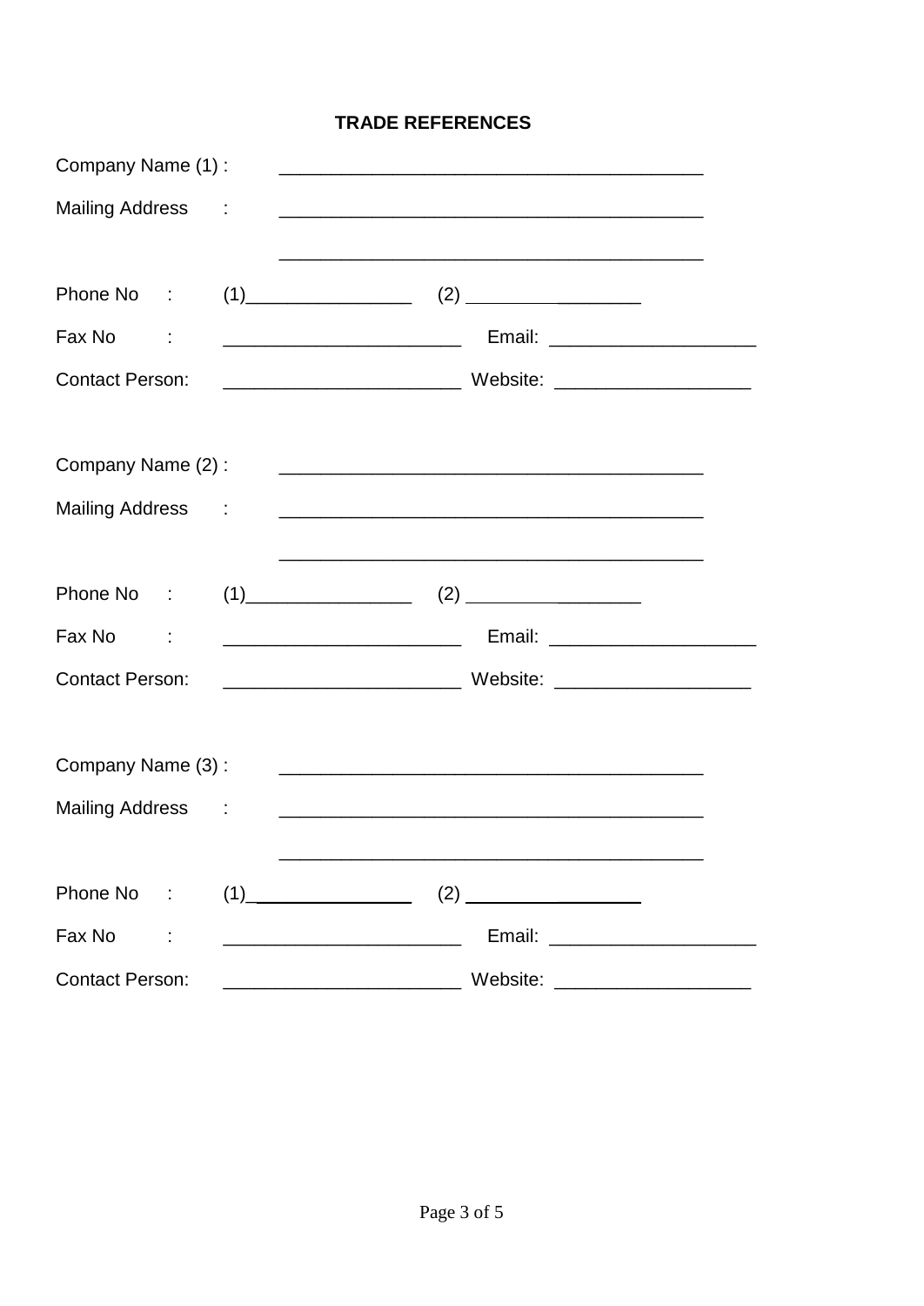# TRADE REFERENCES

Company Name (1) : ________________________________________

Mailing Address : ________________________________________

________________________________________

Phone No : (1)________________ (2) ________________

Fax No : ______________________ Email: ____________________

Contact Person: ______________________ Website: __________________

Company Name (2) : ________________________________________

Mailing Address : ________________________________________

________________________________________

Phone No : (1)________________ (2) ________________

Fax No : ______________________ Email: ____________________

Contact Person: ______________________ Website: __________________

Company Name (3) : ________________________________________

Mailing Address : ________________________________________

________________________________________

Phone No : (1)________________ (2) ________________

Fax No : ______________________ Email: ____________________

Contact Person: ______________________ Website: __________________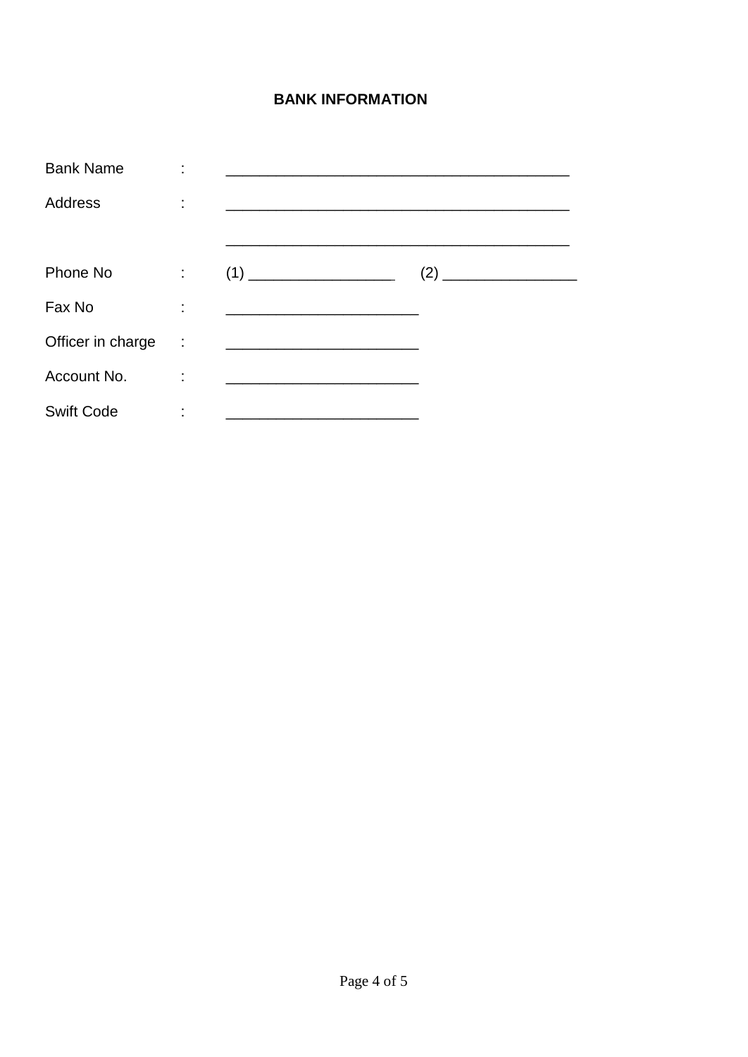## BANK INFORMATION

Bank Name : _________________________________________

Address : _________________________________________

_________________________________________

Phone No : (1) __________________ (2) ________________

Fax No : _______________________

Officer in charge : _______________________

Account No. : _______________________

Swift Code : _______________________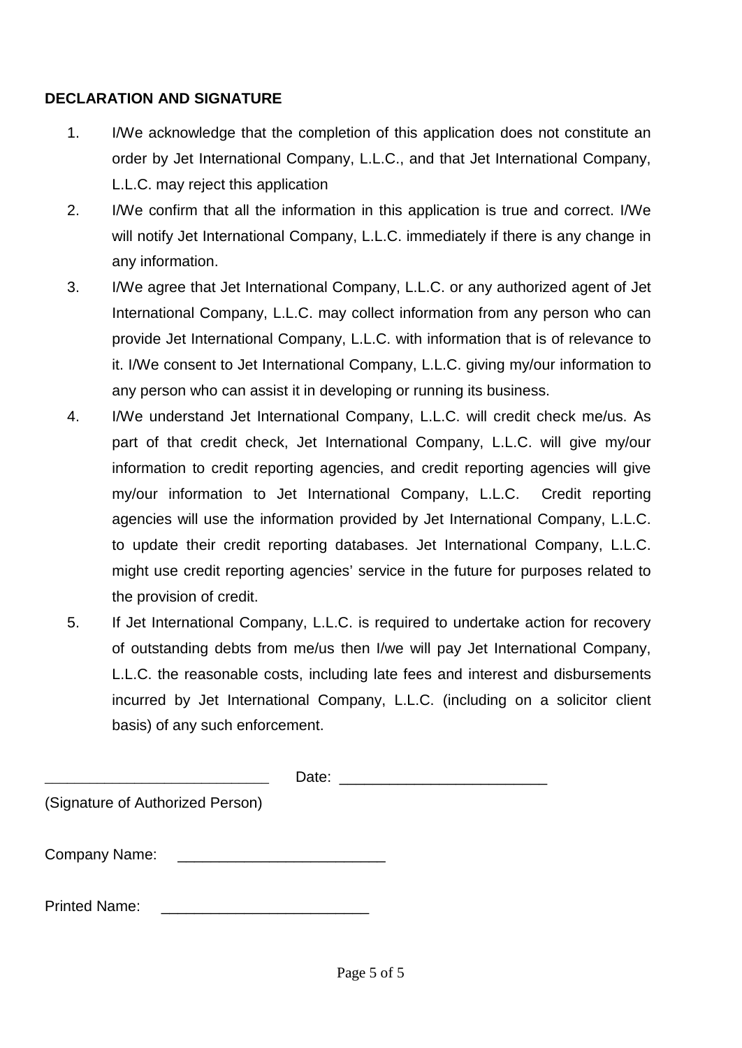**DECLARATION AND SIGNATURE**

1. I/We acknowledge that the completion of this application does not constitute an order by Jet International Company, L.L.C., and that Jet International Company, L.L.C. may reject this application
2. I/We confirm that all the information in this application is true and correct. I/We will notify Jet International Company, L.L.C. immediately if there is any change in any information.
3. I/We agree that Jet International Company, L.L.C. or any authorized agent of Jet International Company, L.L.C. may collect information from any person who can provide Jet International Company, L.L.C. with information that is of relevance to it. I/We consent to Jet International Company, L.L.C. giving my/our information to any person who can assist it in developing or running its business.
4. I/We understand Jet International Company, L.L.C. will credit check me/us. As part of that credit check, Jet International Company, L.L.C. will give my/our information to credit reporting agencies, and credit reporting agencies will give my/our information to Jet International Company, L.L.C. Credit reporting agencies will use the information provided by Jet International Company, L.L.C. to update their credit reporting databases. Jet International Company, L.L.C. might use credit reporting agencies' service in the future for purposes related to the provision of credit.
5. If Jet International Company, L.L.C. is required to undertake action for recovery of outstanding debts from me/us then I/we will pay Jet International Company, L.L.C. the reasonable costs, including late fees and interest and disbursements incurred by Jet International Company, L.L.C. (including on a solicitor client basis) of any such enforcement.

___________________________ Date: _________________________

(Signature of Authorized Person)

Company Name: _________________________

Printed Name: _________________________